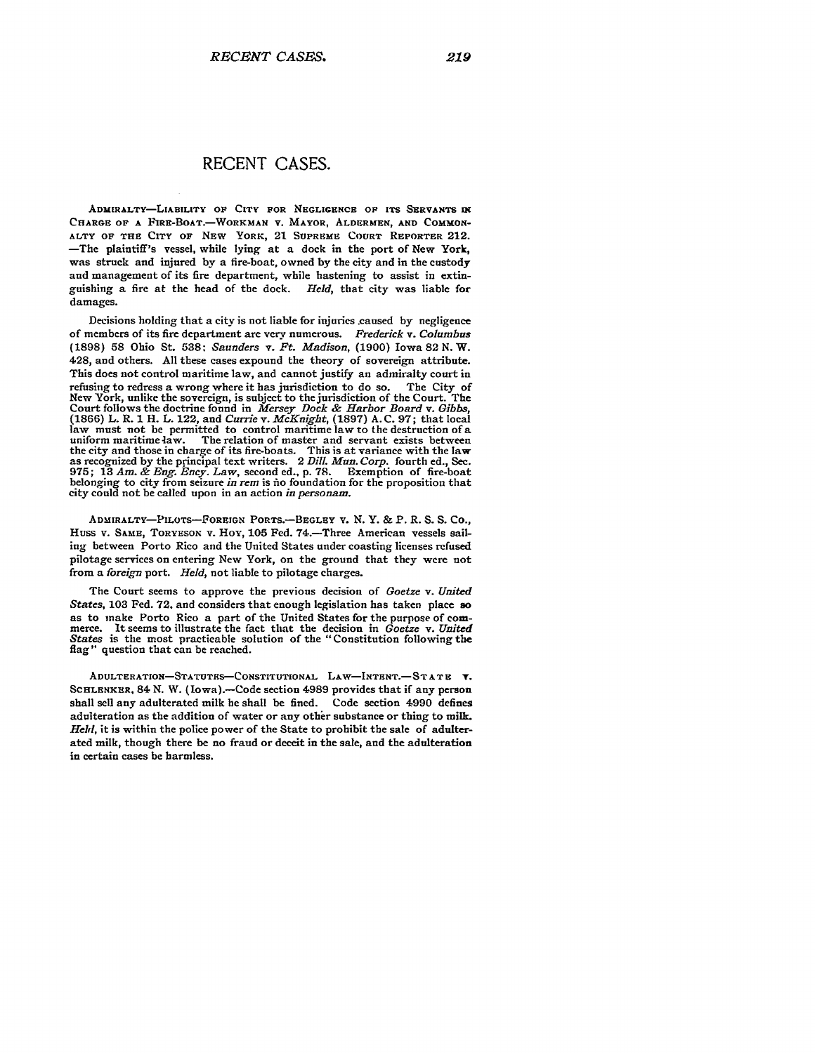# RECENT CASES.

ADMIRALTY—LIABILITY OF CITY FOR NEGLIGENCE OF ITS SERVANTS IN CHARGE OF A FIRE-BOAT.—WORKMAN v. MAYOR, ALDERMEN, AND COMMONALTY OF THE CITY OF NEW YORK, 21 SUPREME COURT REPORTER 212.—The plaintiff's vessel, while lying at a dock in the port of New York, was struck and injured by a fire-boat, owned by the city and in the custody and management of its fire department, while hastening to assist in extinguishing a fire at the head of the dock. *Held*, that city was liable for damages.

Decisions holding that a city is not liable for injuries caused by negligence of members of its fire department are very numerous. *Frederick* v. *Columbus* (1898) 58 Ohio St. 538; *Saunders* v. *Ft. Madison*, (1900) Iowa 82 N. W. 428, and others. All these cases expound the theory of sovereign attribute. This does not control maritime law, and cannot justify an admiralty court in refusing to redress a wrong where it has jurisdiction to do so. The City of New York, unlike the sovereign, is subject to the jurisdiction of the Court. The Court follows the doctrine found in *Mersey Dock & Harbor Board* v. *Gibbs*, (1866) L. R. 1 H. L. 122, and *Currie* v. *McKnight*, (1897) A. C. 97; that local law must not be permitted to control maritime law to the destruction of a uniform maritime law. The relation of master and servant exists between the city and those in charge of its fire-boats. This is at variance with the law as recognized by the principal text writers. 2 *Dill. Mun. Corp.* fourth ed., Sec. 975; 13 *Am. & Eng. Ency. Law*, second ed., p. 78. Exemption of fire-boat belonging to city from seizure *in rem* is no foundation for the proposition that city could not be called upon in an action *in personam*.

ADMIRALTY—PILOTS—FOREIGN PORTS.—BEGLEY v. N. Y. & P. R. S. S. CO., HUSS v. SAME, TORYESON v. HOY, 105 Fed. 74.—Three American vessels sailing between Porto Rico and the United States under coasting licenses refused pilotage services on entering New York, on the ground that they were not from a *foreign* port. *Held*, not liable to pilotage charges.

The Court seems to approve the previous decision of *Goetze* v. *United States*, 103 Fed. 72. and considers that enough legislation has taken place so as to make Porto Rico a part of the United States for the purpose of commerce. It seems to illustrate the fact that the decision in *Goetze* v. *United States* is the most practicable solution of the "Constitution following the flag" question that can be reached.

ADULTERATION—STATUTES—CONSTITUTIONAL LAW—INTENT.—STATE v. SCHLENKER, 84 N. W. (Iowa).—Code section 4989 provides that if any person shall sell any adulterated milk he shall be fined. Code section 4990 defines adulteration as the addition of water or any other substance or thing to milk. *Held*, it is within the police power of the State to prohibit the sale of adulterated milk, though there be no fraud or deceit in the sale, and the adulteration in certain cases be harmless.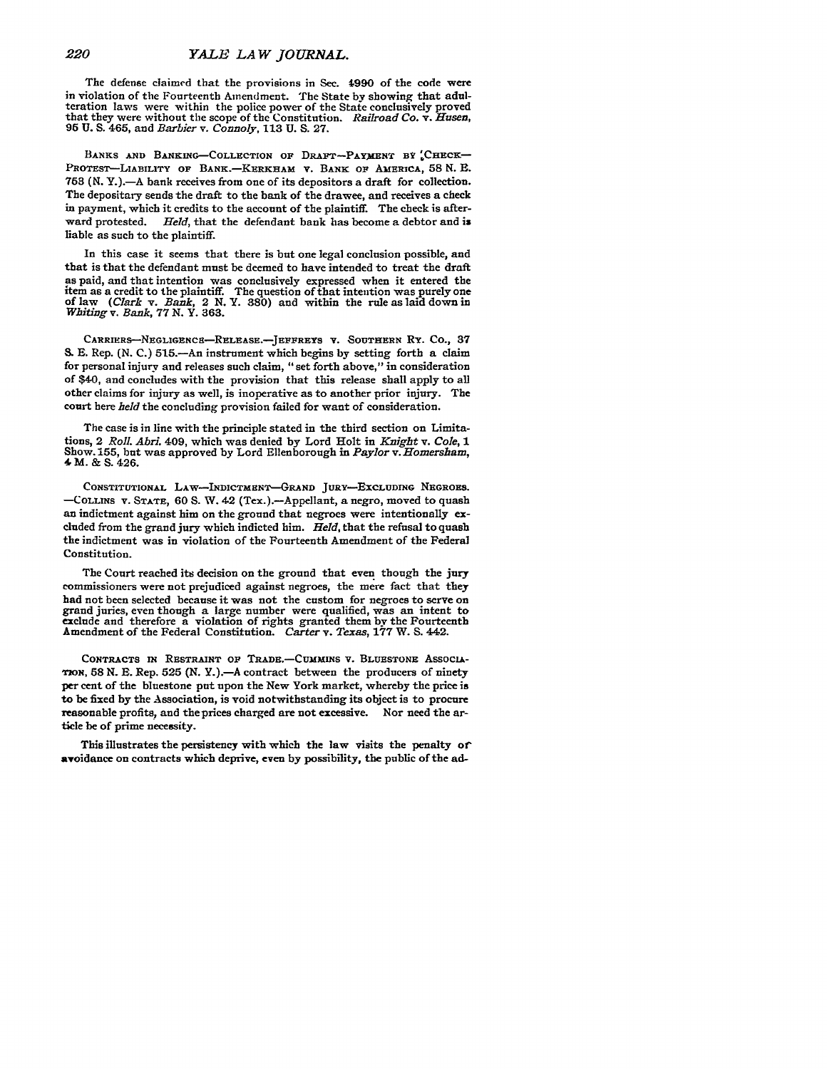The defense claimed that the provisions in Sec. 4990 of the code were in violation of the Fourteenth Amendment. The State by showing that adulteration laws were within the police power of the State conclusively proved that they were without the scope of the Constitution. *Railroad Co.* v. *Husen*, 95 U. S. 465, and *Barbier* v. *Connoly*, 113 U. S. 27.

BANKS AND BANKING—COLLECTION OF DRAFT—PAYMENT BY CHECK—PROTEST—LIABILITY OF BANK.—KERKHAM v. BANK OF AMERICA, 58 N. E. 753 (N. Y.).—A bank receives from one of its depositors a draft for collection. The depositary sends the draft to the bank of the drawee, and receives a check in payment, which it credits to the account of the plaintiff. The check is afterward protested. *Held*, that the defendant bank has become a debtor and is liable as such to the plaintiff.

In this case it seems that there is but one legal conclusion possible, and that is that the defendant must be deemed to have intended to treat the draft as paid, and that intention was conclusively expressed when it entered the item as a credit to the plaintiff. The question of that intention was purely one of law (*Clark* v. *Bank*, 2 N. Y. 380) and within the rule as laid down in *Whiting* v. *Bank*, 77 N. Y. 363.

CARRIERS—NEGLIGENCE—RELEASE.—JEFFREYS v. SOUTHERN RY. CO., 37 S. E. Rep. (N. C.) 515.—An instrument which begins by setting forth a claim for personal injury and releases such claim, "set forth above," in consideration of $40, and concludes with the provision that this release shall apply to all other claims for injury as well, is inoperative as to another prior injury. The court here *held* the concluding provision failed for want of consideration.

The case is in line with the principle stated in the third section on Limitations, 2 *Roll. Abri.* 409, which was denied by Lord Holt in *Knight* v. *Cole*, 1 Show. 155, but was approved by Lord Ellenborough in *Paylor* v. *Homersham*, 4 M. & S. 426.

CONSTITUTIONAL LAW—INDICTMENT—GRAND JURY—EXCLUDING NEGROES.—COLLINS v. STATE, 60 S. W. 42 (Tex.).—Appellant, a negro, moved to quash an indictment against him on the ground that negroes were intentionally excluded from the grand jury which indicted him. *Held*, that the refusal to quash the indictment was in violation of the Fourteenth Amendment of the Federal Constitution.

The Court reached its decision on the ground that even though the jury commissioners were not prejudiced against negroes, the mere fact that they had not been selected because it was not the custom for negroes to serve on grand juries, even though a large number were qualified, was an intent to exclude and therefore a violation of rights granted them by the Fourteenth Amendment of the Federal Constitution. *Carter* v. *Texas*, 177 W. S. 442.

CONTRACTS IN RESTRAINT OF TRADE.—CUMMINS v. BLUESTONE ASSOCIATION, 58 N. E. Rep. 525 (N. Y.).—A contract between the producers of ninety per cent of the bluestone put upon the New York market, whereby the price is to be fixed by the Association, is void notwithstanding its object is to procure reasonable profits, and the prices charged are not excessive. Nor need the article be of prime necessity.

This illustrates the persistency with which the law visits the penalty of avoidance on contracts which deprive, even by possibility, the public of the ad-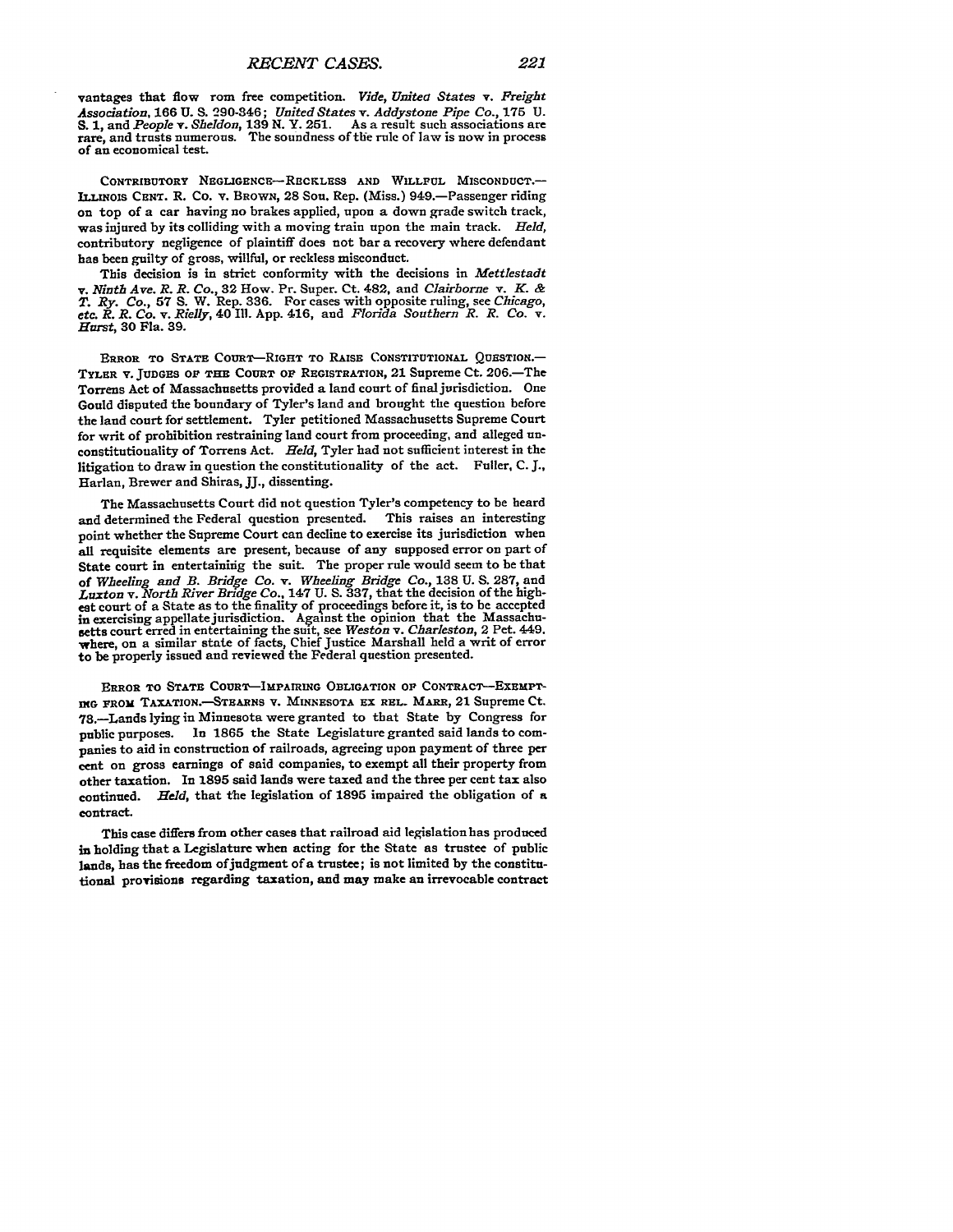vantages that flow rom free competition. *Vide, United States v. Freight Association*, 166 U. S. 290-346; *United States v. Addystone Pipe Co.*, 175 U. S. 1, and *People v. Sheldon*, 139 N. Y. 251. As a result such associations are rare, and trusts numerous. The soundness of the rule of law is now in process of an economical test.

CONTRIBUTORY NEGLIGENCE—RECKLESS AND WILLFUL MISCONDUCT.—ILLINOIS CENT. R. CO. v. BROWN, 28 Sou. Rep. (Miss.) 949.—Passenger riding on top of a car having no brakes applied, upon a down grade switch track, was injured by its colliding with a moving train upon the main track. *Held*, contributory negligence of plaintiff does not bar a recovery where defendant has been guilty of gross, willful, or reckless misconduct.

This decision is in strict conformity with the decisions in *Mettlestadt v. Ninth Ave. R. R. Co.*, 32 How. Pr. Super. Ct. 482, and *Clairborne v. K. & T. Ry. Co.*, 57 S. W. Rep. 336. For cases with opposite ruling, see *Chicago, etc. R. R. Co. v. Rielly*, 40 Ill. App. 416, and *Florida Southern R. R. Co. v. Hurst*, 30 Fla. 39.

ERROR TO STATE COURT—RIGHT TO RAISE CONSTITUTIONAL QUESTION.—TYLER v. JUDGES OF THE COURT OF REGISTRATION, 21 Supreme Ct. 206.—The Torrens Act of Massachusetts provided a land court of final jurisdiction. One Gould disputed the boundary of Tyler's land and brought the question before the land court for settlement. Tyler petitioned Massachusetts Supreme Court for writ of prohibition restraining land court from proceeding, and alleged unconstitutionality of Torrens Act. *Held*, Tyler had not sufficient interest in the litigation to draw in question the constitutionality of the act. Fuller, C. J., Harlan, Brewer and Shiras, JJ., dissenting.

The Massachusetts Court did not question Tyler's competency to be heard and determined the Federal question presented. This raises an interesting point whether the Supreme Court can decline to exercise its jurisdiction when all requisite elements are present, because of any supposed error on part of State court in entertaining the suit. The proper rule would seem to be that of *Wheeling and B. Bridge Co. v. Wheeling Bridge Co.*, 138 U. S. 287, and *Luxton v. North River Bridge Co.*, 147 U. S. 337, that the decision of the highest court of a State as to the finality of proceedings before it, is to be accepted in exercising appellate jurisdiction. Against the opinion that the Massachusetts court erred in entertaining the suit, see *Weston v. Charleston*, 2 Pet. 449, where, on a similar state of facts, Chief Justice Marshall held a writ of error to be properly issued and reviewed the Federal question presented.

ERROR TO STATE COURT—IMPAIRING OBLIGATION OF CONTRACT—EXEMPTING FROM TAXATION.—STEARNS v. MINNESOTA EX REL. MARR, 21 Supreme Ct. 73.—Lands lying in Minnesota were granted to that State by Congress for public purposes. In 1865 the State Legislature granted said lands to companies to aid in construction of railroads, agreeing upon payment of three per cent on gross earnings of said companies, to exempt all their property from other taxation. In 1895 said lands were taxed and the three per cent tax also continued. *Held*, that the legislation of 1895 impaired the obligation of a contract.

This case differs from other cases that railroad aid legislation has produced in holding that a Legislature when acting for the State as trustee of public lands, has the freedom of judgment of a trustee; is not limited by the constitutional provisions regarding taxation, and may make an irrevocable contract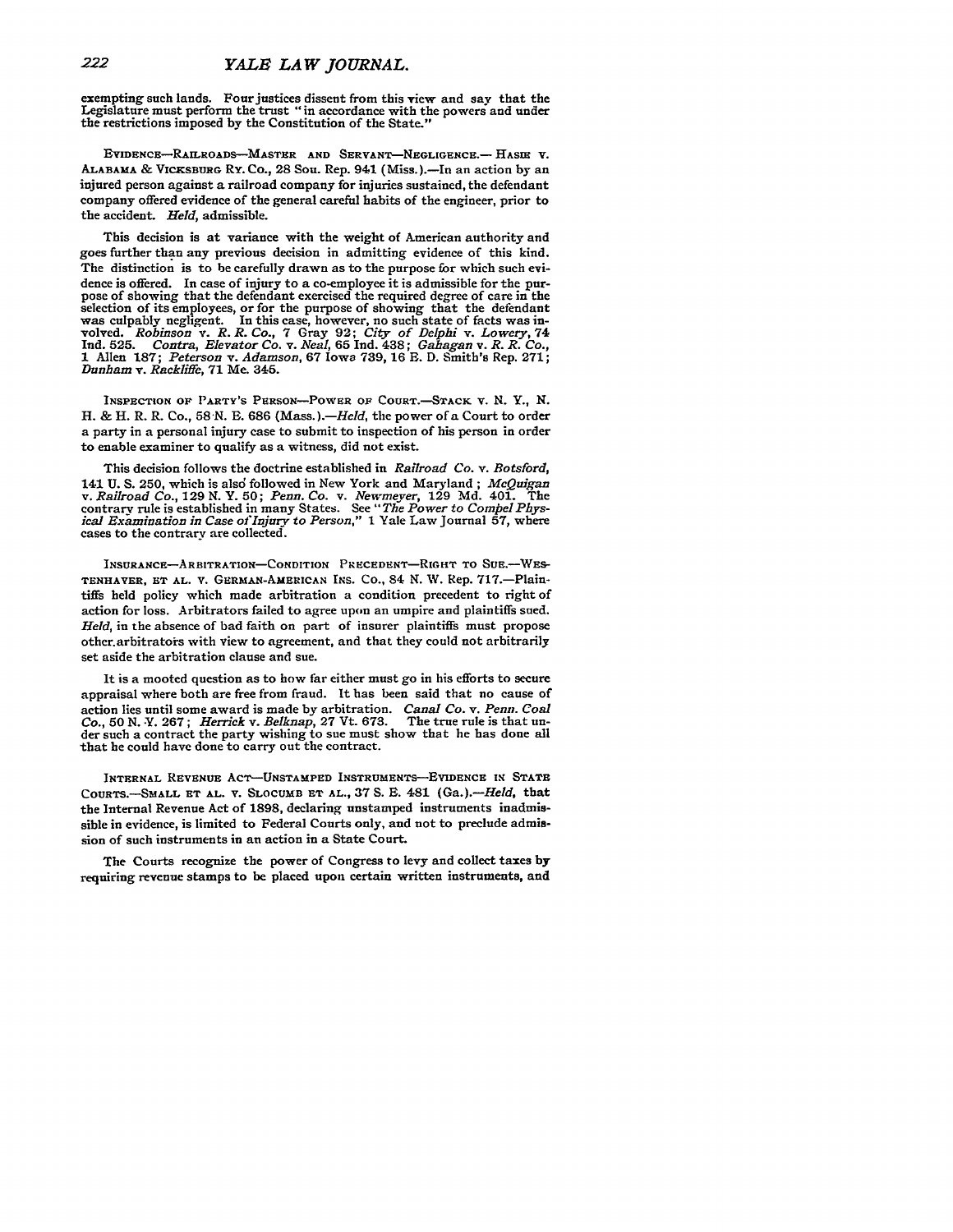exempting such lands. Four justices dissent from this view and say that the Legislature must perform the trust "in accordance with the powers and under the restrictions imposed by the Constitution of the State."

EVIDENCE—RAILROADS—MASTER AND SERVANT—NEGLIGENCE.— HASIE V. ALABAMA & VICKSBURG RY. CO., 28 Sou. Rep. 941 (Miss.).—In an action by an injured person against a railroad company for injuries sustained, the defendant company offered evidence of the general careful habits of the engineer, prior to the accident. *Held*, admissible.

This decision is at variance with the weight of American authority and goes further than any previous decision in admitting evidence of this kind. The distinction is to be carefully drawn as to the purpose for which such evidence is offered. In case of injury to a co-employee it is admissible for the purpose of showing that the defendant exercised the required degree of care in the selection of its employees, or for the purpose of showing that the defendant was culpably negligent. In this case, however, no such state of facts was involved. *Robinson* v. *R. R. Co.*, 7 Gray 92; *City of Delphi* v. *Lowery*, 74 Ind. 525. *Contra*, *Elevator Co.* v. *Neal*, 65 Ind. 438; *Gahagan* v. *R. R. Co.*, 1 Allen 187; *Peterson* v. *Adamson*, 67 Iowa 739, 16 E. D. Smith's Rep. 271; *Dunham* v. *Rackliffe*, 71 Me. 345.

INSPECTION OF PARTY'S PERSON—POWER OF COURT.—STACK V. N. Y., N. H. & H. R. R. CO., 58 N. E. 686 (Mass.).—*Held*, the power of a Court to order a party in a personal injury case to submit to inspection of his person in order to enable examiner to qualify as a witness, did not exist.

This decision follows the doctrine established in *Railroad Co.* v. *Botsford*, 141 U. S. 250, which is also followed in New York and Maryland; *McQuigan* v. *Railroad Co.*, 129 N. Y. 50; *Penn. Co.* v. *Newmeyer*, 129 Md. 401. The contrary rule is established in many States. See "*The Power to Compel Physical Examination in Case of Injury to Person*," 1 Yale Law Journal 57, where cases to the contrary are collected.

INSURANCE—ARBITRATION—CONDITION PRECEDENT—RIGHT TO SUE.—WESTENHAVER, ET AL. V. GERMAN-AMERICAN INS. CO., 84 N. W. Rep. 717.—Plaintiffs held policy which made arbitration a condition precedent to right of action for loss. Arbitrators failed to agree upon an umpire and plaintiffs sued. *Held*, in the absence of bad faith on part of insurer plaintiffs must propose other arbitrators with view to agreement, and that they could not arbitrarily set aside the arbitration clause and sue.

It is a mooted question as to how far either must go in his efforts to secure appraisal where both are free from fraud. It has been said that no cause of action lies until some award is made by arbitration. *Canal Co.* v. *Penn. Coal Co.*, 50 N. Y. 267; *Herrick* v. *Belknap*, 27 Vt. 673. The true rule is that under such a contract the party wishing to sue must show that he has done all that he could have done to carry out the contract.

INTERNAL REVENUE ACT—UNSTAMPED INSTRUMENTS—EVIDENCE IN STATE COURTS.—SMALL ET AL. V. SLOCUMB ET AL., 37 S. E. 481 (Ga.).—*Held*, that the Internal Revenue Act of 1898, declaring unstamped instruments inadmissible in evidence, is limited to Federal Courts only, and not to preclude admission of such instruments in an action in a State Court.

The Courts recognize the power of Congress to levy and collect taxes by requiring revenue stamps to be placed upon certain written instruments, and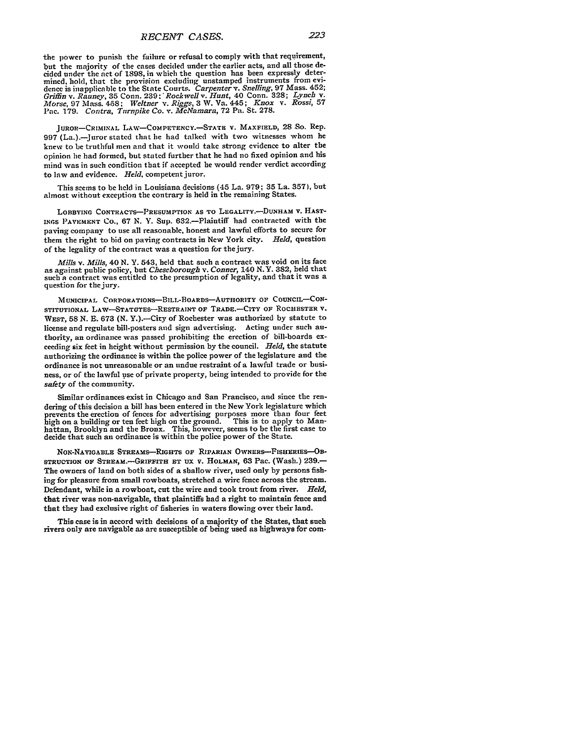the power to punish the failure or refusal to comply with that requirement, but the majority of the cases decided under the earlier acts, and all those decided under the act of 1898, in which the question has been expressly determined, hold, that the provision excluding unstamped instruments from evidence is inapplicable to the State Courts. *Carpenter* v. *Snelling*, 97 Mass. 452; *Griffin* v. *Rauney*, 35 Conn. 239; *Rockwell* v. *Hunt*, 40 Conn. 328; *Lynch* v. *Morse*, 97 Mass. 458; *Weltner* v. *Riggs*, 3 W. Va. 445; *Knox* v. *Rossi*, 57 Pac. 179. *Contra*, *Turnpike Co.* v. *McNamara*, 72 Pa. St. 278.

JUROR—CRIMINAL LAW—COMPETENCY.—STATE V. MAXFIELD, 28 So. Rep. 997 (La.).—Juror stated that he had talked with two witnesses whom he knew to be truthful men and that it would take strong evidence to alter the opinion he had formed, but stated further that he had no fixed opinion and his mind was in such condition that if accepted he would render verdict according to law and evidence. *Held*, competent juror.

This seems to be held in Louisiana decisions (45 La. 979; 35 La. 357), but almost without exception the contrary is held in the remaining States.

LOBBYING CONTRACTS—PRESUMPTION AS TO LEGALITY.—DUNHAM V. HASTINGS PAVEMENT CO., 67 N. Y. Sup. 632.—Plaintiff had contracted with the paving company to use all reasonable, honest and lawful efforts to secure for them the right to bid on paving contracts in New York city. *Held*, question of the legality of the contract was a question for the jury.

*Mills* v. *Mills*, 40 N. Y. 543, held that such a contract was void on its face as against public policy, but *Cheseborough* v. *Conner*, 140 N. Y. 382, held that such a contract was entitled to the presumption of legality, and that it was a question for the jury.

MUNICIPAL CORPORATIONS—BILL-BOARDS—AUTHORITY OF COUNCIL—CONSTITUTIONAL LAW—STATUTES—RESTRAINT OF TRADE.—CITY OF ROCHESTER V. WEST, 58 N. E. 673 (N. Y.).—City of Rochester was authorized by statute to license and regulate bill-posters and sign advertising. Acting under such authority, an ordinance was passed prohibiting the erection of bill-boards exceeding six feet in height without permission by the council. *Held*, the statute authorizing the ordinance is within the police power of the legislature and the ordinance is not unreasonable or an undue restraint of a lawful trade or business, or of the lawful use of private property, being intended to provide for the *safety* of the community.

Similar ordinances exist in Chicago and San Francisco, and since the rendering of this decision a bill has been entered in the New York legislature which prevents the erection of fences for advertising purposes more than four feet high on a building or ten feet high on the ground. This is to apply to Manhattan, Brooklyn and the Bronx. This, however, seems to be the first case to decide that such an ordinance is within the police power of the State.

NON-NAVIGABLE STREAMS—RIGHTS OF RIPARIAN OWNERS—FISHERIES—OBSTRUCTION OF STREAM.—GRIFFITH ET UX V. HOLMAN, 63 Pac. (Wash.) 239.—The owners of land on both sides of a shallow river, used only by persons fishing for pleasure from small rowboats, stretched a wire fence across the stream. Defendant, while in a rowboat, cut the wire and took trout from river. *Held*, that river was non-navigable, that plaintiffs had a right to maintain fence and that they had exclusive right of fisheries in waters flowing over their land.

This case is in accord with decisions of a majority of the States, that such rivers only are navigable as are susceptible of being used as highways for com-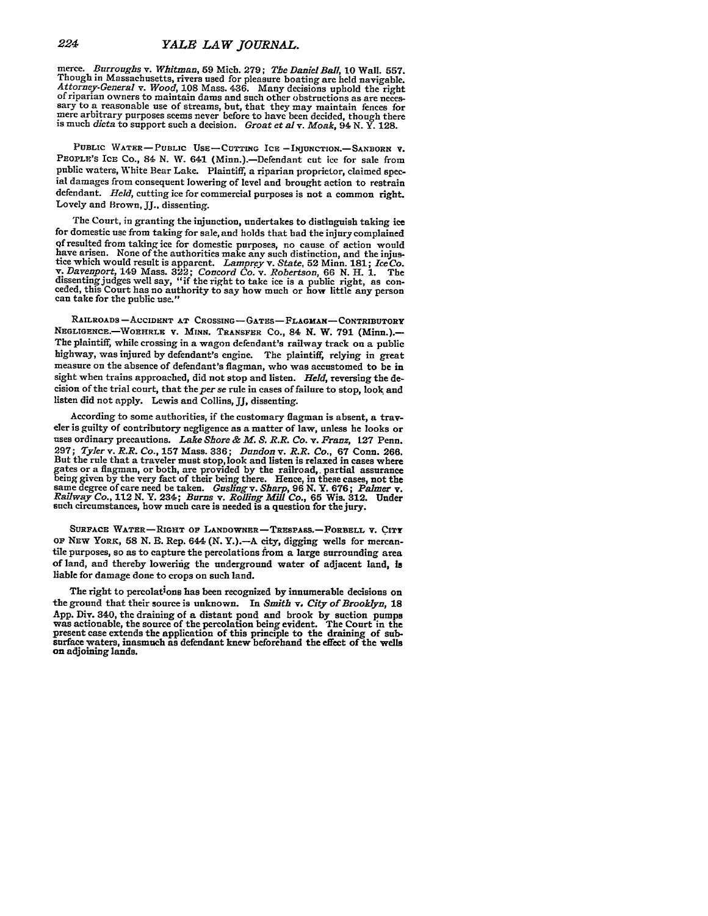merce. *Burroughs* v. *Whitman*, 59 Mich. 279; *The Daniel Ball*, 10 Wall. 557. Though in Massachusetts, rivers used for pleasure boating are held navigable. *Attorney-General* v. *Wood*, 108 Mass. 436. Many decisions uphold the right of riparian owners to maintain dams and such other obstructions as are necessary to a reasonable use of streams, but, that they may maintain fences for mere arbitrary purposes seems never before to have been decided, though there is much *dicta* to support such a decision. *Groat et al* v. *Moak*, 94 N. Y. 128.

PUBLIC WATER—PUBLIC USE—CUTTING ICE—INJUNCTION.—SANBORN v. PEOPLE'S ICE CO., 84 N. W. 641 (Minn.).—Defendant cut ice for sale from public waters, White Bear Lake. Plaintiff, a riparian proprietor, claimed special damages from consequent lowering of level and brought action to restrain defendant. *Held*, cutting ice for commercial purposes is not a common right. Lovely and Brown, JJ., dissenting.

The Court, in granting the injunction, undertakes to distinguish taking ice for domestic use from taking for sale, and holds that had the injury complained of resulted from taking ice for domestic purposes, no cause of action would have arisen. None of the authorities make any such distinction, and the injustice which would result is apparent. *Lamprey* v. *State*, 52 Minn. 181; *Ice Co.* v. *Davenport*, 149 Mass. 322; *Concord Co.* v. *Robertson*, 66 N. H. 1. The dissenting judges well say, "if the right to take ice is a public right, as conceded, this Court has no authority to say how much or how little any person can take for the public use."

RAILROADS—ACCIDENT AT CROSSING—GATES—FLAGMAN—CONTRIBUTORY NEGLIGENCE.—WOEHRLE v. MINN. TRANSFER CO., 84 N. W. 791 (Minn.).—The plaintiff, while crossing in a wagon defendant's railway track on a public highway, was injured by defendant's engine. The plaintiff, relying in great measure on the absence of defendant's flagman, who was accustomed to be in sight when trains approached, did not stop and listen. *Held*, reversing the decision of the trial court, that the *per se* rule in cases of failure to stop, look and listen did not apply. Lewis and Collins, JJ, dissenting.

According to some authorities, if the customary flagman is absent, a traveler is guilty of contributory negligence as a matter of law, unless he looks or uses ordinary precautions. *Lake Shore & M. S. R.R. Co.* v. *Franz*, 127 Penn. 297; *Tyler* v. *R.R. Co.*, 157 Mass. 336; *Dundon* v. *R.R. Co.*, 67 Conn. 266. But the rule that a traveler must stop, look and listen is relaxed in cases where gates or a flagman, or both, are provided by the railroad, partial assurance being given by the very fact of their being there. Hence, in these cases, not the same degree of care need be taken. *Gusling* v. *Sharp*, 96 N. Y. 676; *Palmer* v. *Railway Co.*, 112 N. Y. 234; *Burns* v. *Rolling Mill Co.*, 65 Wis. 312. Under such circumstances, how much care is needed is a question for the jury.

SURFACE WATER—RIGHT OF LANDOWNER—TRESPASS.—FORBELL v. CITY OF NEW YORK, 58 N. E. Rep. 644 (N. Y.).—A city, digging wells for mercantile purposes, so as to capture the percolations from a large surrounding area of land, and thereby lowering the underground water of adjacent land, is liable for damage done to crops on such land.

The right to percolations has been recognized by innumerable decisions on the ground that their source is unknown. In *Smith* v. *City of Brooklyn*, 18 App. Div. 340, the draining of a distant pond and brook by suction pumps was actionable, the source of the percolation being evident. The Court in the present case extends the application of this principle to the draining of subsurface waters, inasmuch as defendant knew beforehand the effect of the wells on adjoining lands.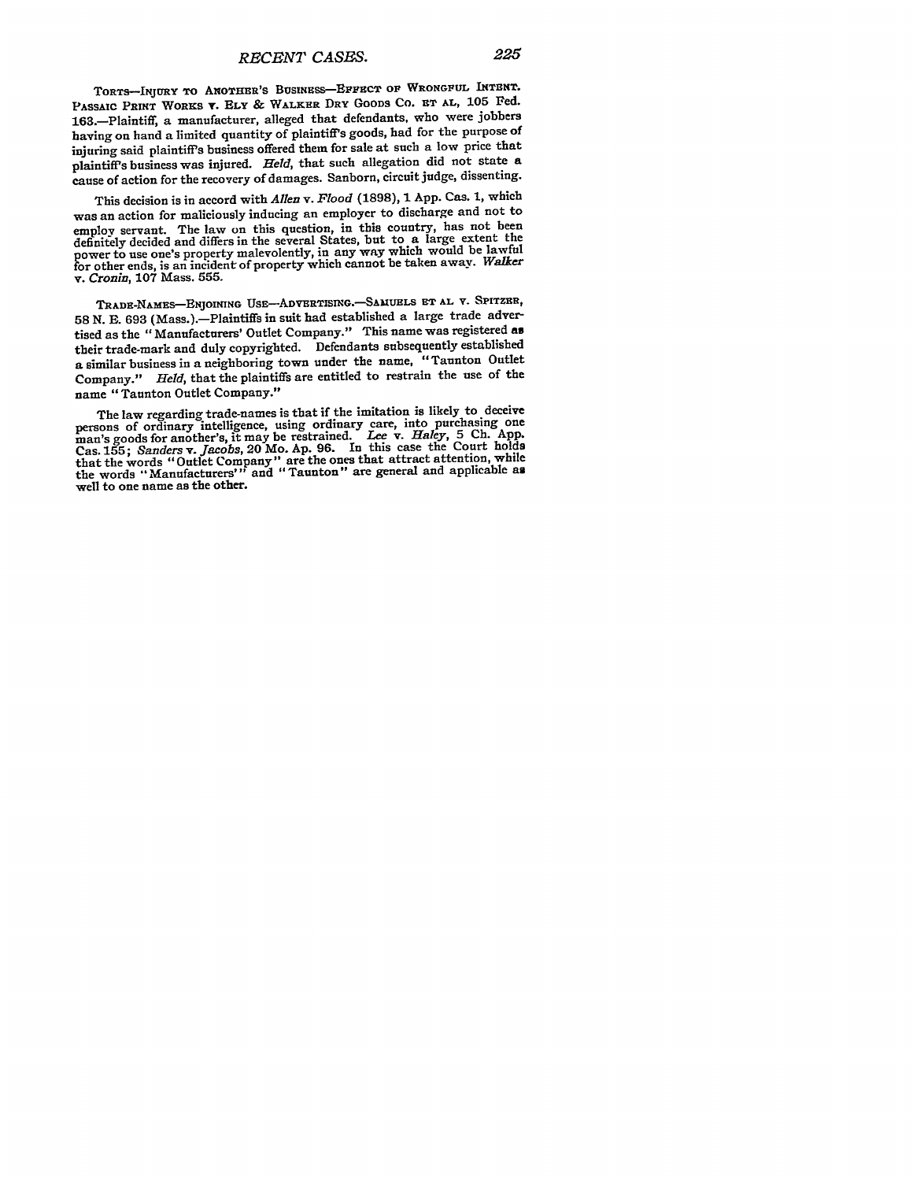TORTS—INJURY TO ANOTHER'S BUSINESS—EFFECT OF WRONGFUL INTENT. PASSAIC PRINT WORKS v. ELY & WALKER DRY GOODS CO. ET AL, 105 Fed. 163.—Plaintiff, a manufacturer, alleged that defendants, who were jobbers having on hand a limited quantity of plaintiff's goods, had for the purpose of injuring said plaintiff's business offered them for sale at such a low price that plaintiff's business was injured. *Held*, that such allegation did not state a cause of action for the recovery of damages. Sanborn, circuit judge, dissenting.

This decision is in accord with *Allen* v. *Flood* (1898), 1 App. Cas. 1, which was an action for maliciously inducing an employer to discharge and not to employ servant. The law on this question, in this country, has not been definitely decided and differs in the several States, but to a large extent the power to use one's property malevolently, in any way which would be lawful for other ends, is an incident of property which cannot be taken away. *Walker* v. *Cronin*, 107 Mass. 555.

TRADE-NAMES—ENJOINING USE—ADVERTISING.—SAMUELS ET AL v. SPITZER, 58 N. E. 693 (Mass.).—Plaintiffs in suit had established a large trade advertised as the "Manufacturers' Outlet Company." This name was registered as their trade-mark and duly copyrighted. Defendants subsequently established a similar business in a neighboring town under the name, "Taunton Outlet Company." *Held*, that the plaintiffs are entitled to restrain the use of the name "Taunton Outlet Company."

The law regarding trade-names is that if the imitation is likely to deceive persons of ordinary intelligence, using ordinary care, into purchasing one man's goods for another's, it may be restrained. *Lee* v. *Haley*, 5 Ch. App. Cas. 155; *Sanders* v. *Jacobs*, 20 Mo. Ap. 96. In this case the Court holds that the words "Outlet Company" are the ones that attract attention, while the words "Manufacturers'" and "Taunton" are general and applicable as well to one name as the other.